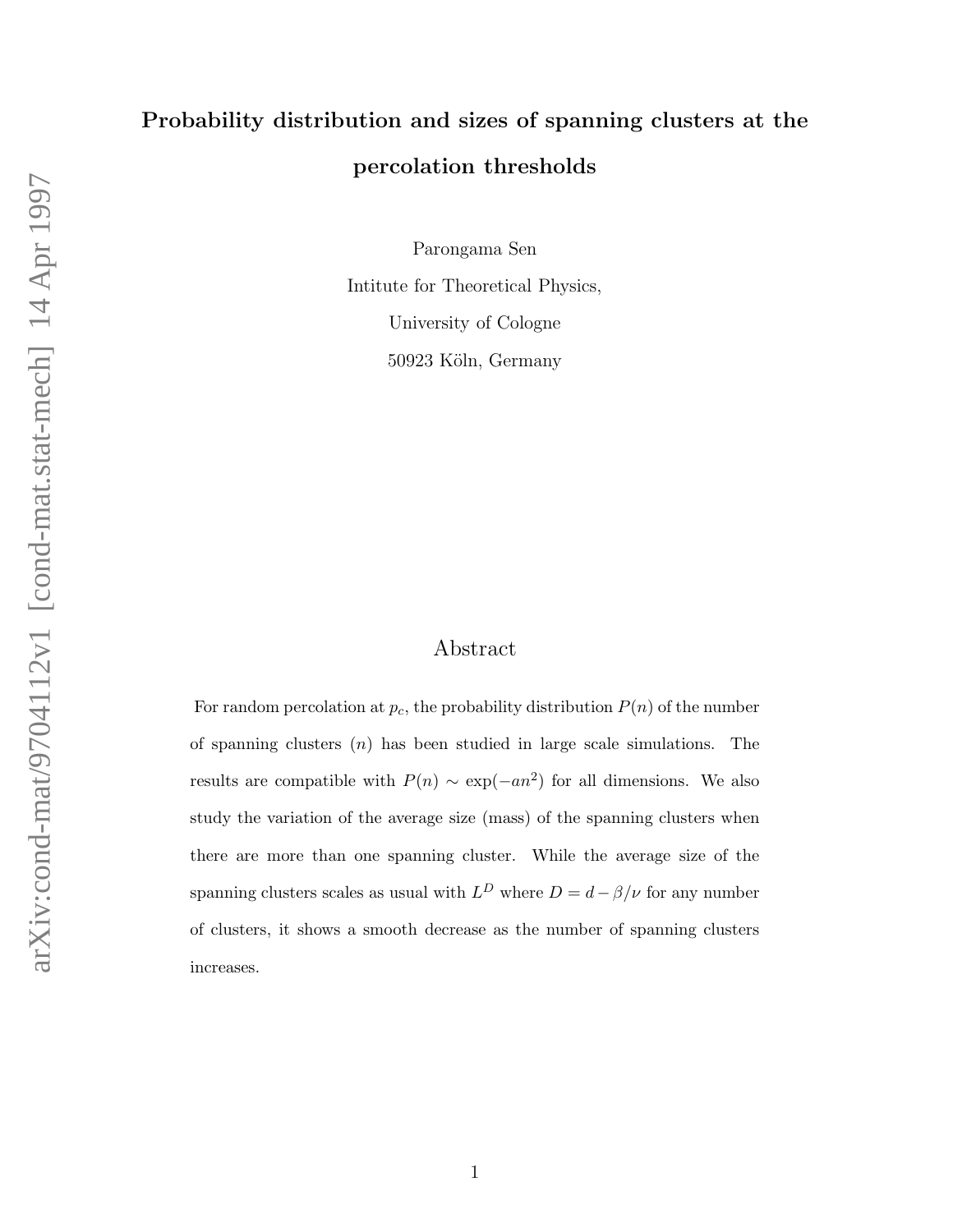# Probability distribution and sizes of spanning clusters at the percolation thresholds

Parongama Sen

Intitute for Theoretical Physics,

University of Cologne

50923 Köln, Germany

## Abstract

For random percolation at $p_c$, the probability distribution $P(n)$ of the number of spanning clusters ($n$) has been studied in large scale simulations. The results are compatible with $P(n) \sim \exp(-an^2)$ for all dimensions. We also study the variation of the average size (mass) of the spanning clusters when there are more than one spanning cluster. While the average size of the spanning clusters scales as usual with $L^D$ where $D = d - \beta/\nu$ for any number of clusters, it shows a smooth decrease as the number of spanning clusters increases.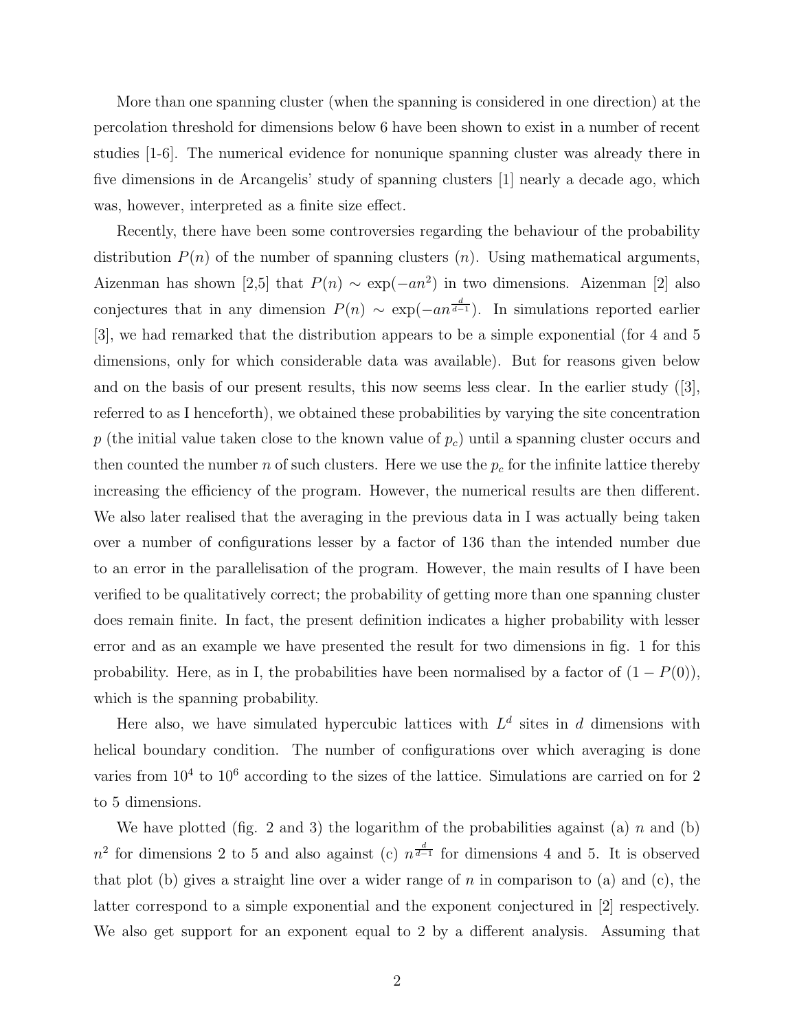More than one spanning cluster (when the spanning is considered in one direction) at the percolation threshold for dimensions below 6 have been shown to exist in a number of recent studies [1-6]. The numerical evidence for nonunique spanning cluster was already there in five dimensions in de Arcangelis' study of spanning clusters [1] nearly a decade ago, which was, however, interpreted as a finite size effect.

Recently, there have been some controversies regarding the behaviour of the probability distribution $P(n)$ of the number of spanning clusters ($n$). Using mathematical arguments, Aizenman has shown [2,5] that $P(n) \sim \exp(-an^2)$ in two dimensions. Aizenman [2] also conjectures that in any dimension $P(n) \sim \exp(-an^{\frac{d}{d-1}})$. In simulations reported earlier [3], we had remarked that the distribution appears to be a simple exponential (for 4 and 5 dimensions, only for which considerable data was available). But for reasons given below and on the basis of our present results, this now seems less clear. In the earlier study ([3], referred to as I henceforth), we obtained these probabilities by varying the site concentration $p$ (the initial value taken close to the known value of $p_c$) until a spanning cluster occurs and then counted the number $n$ of such clusters. Here we use the $p_c$ for the infinite lattice thereby increasing the efficiency of the program. However, the numerical results are then different. We also later realised that the averaging in the previous data in I was actually being taken over a number of configurations lesser by a factor of 136 than the intended number due to an error in the parallelisation of the program. However, the main results of I have been verified to be qualitatively correct; the probability of getting more than one spanning cluster does remain finite. In fact, the present definition indicates a higher probability with lesser error and as an example we have presented the result for two dimensions in fig. 1 for this probability. Here, as in I, the probabilities have been normalised by a factor of $(1 - P(0))$, which is the spanning probability.

Here also, we have simulated hypercubic lattices with $L^d$ sites in $d$ dimensions with helical boundary condition. The number of configurations over which averaging is done varies from $10^4$ to $10^6$ according to the sizes of the lattice. Simulations are carried on for 2 to 5 dimensions.

We have plotted (fig. 2 and 3) the logarithm of the probabilities against (a) $n$ and (b) $n^2$ for dimensions 2 to 5 and also against (c) $n^{\frac{d}{d-1}}$ for dimensions 4 and 5. It is observed that plot (b) gives a straight line over a wider range of $n$ in comparison to (a) and (c), the latter correspond to a simple exponential and the exponent conjectured in [2] respectively. We also get support for an exponent equal to 2 by a different analysis. Assuming that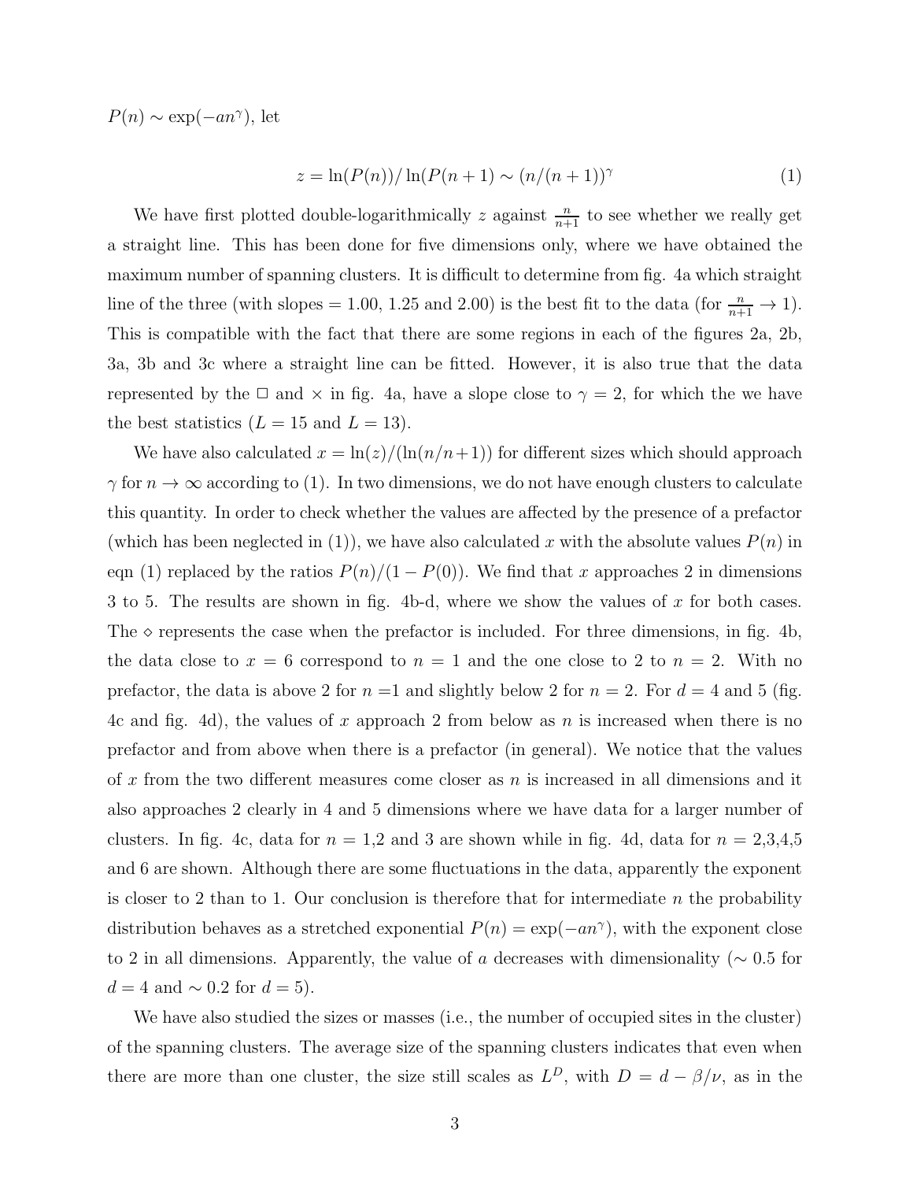$P(n) \sim \exp(-an^{\gamma})$, let

$$z = \ln(P(n))/\ln(P(n+1) \sim (n/(n+1))^{\gamma} \tag{1}$$

We have first plotted double-logarithmically $z$ against $\frac{n}{n+1}$ to see whether we really get a straight line. This has been done for five dimensions only, where we have obtained the maximum number of spanning clusters. It is difficult to determine from fig. 4a which straight line of the three (with slopes = 1.00, 1.25 and 2.00) is the best fit to the data (for $\frac{n}{n+1} \to 1$). This is compatible with the fact that there are some regions in each of the figures 2a, 2b, 3a, 3b and 3c where a straight line can be fitted. However, it is also true that the data represented by the $\Box$ and $\times$ in fig. 4a, have a slope close to $\gamma = 2$, for which the we have the best statistics ($L = 15$ and $L = 13$).

We have also calculated $x = \ln(z)/(\ln(n/n+1))$ for different sizes which should approach $\gamma$ for $n \to \infty$ according to (1). In two dimensions, we do not have enough clusters to calculate this quantity. In order to check whether the values are affected by the presence of a prefactor (which has been neglected in (1)), we have also calculated $x$ with the absolute values $P(n)$ in eqn (1) replaced by the ratios $P(n)/(1 - P(0))$. We find that $x$ approaches 2 in dimensions 3 to 5. The results are shown in fig. 4b-d, where we show the values of $x$ for both cases. The $\diamond$ represents the case when the prefactor is included. For three dimensions, in fig. 4b, the data close to $x = 6$ correspond to $n = 1$ and the one close to 2 to $n = 2$. With no prefactor, the data is above 2 for $n$ =1 and slightly below 2 for $n = 2$. For $d = 4$ and 5 (fig. 4c and fig. 4d), the values of $x$ approach 2 from below as $n$ is increased when there is no prefactor and from above when there is a prefactor (in general). We notice that the values of $x$ from the two different measures come closer as $n$ is increased in all dimensions and it also approaches 2 clearly in 4 and 5 dimensions where we have data for a larger number of clusters. In fig. 4c, data for $n$ = 1,2 and 3 are shown while in fig. 4d, data for $n$ = 2,3,4,5 and 6 are shown. Although there are some fluctuations in the data, apparently the exponent is closer to 2 than to 1. Our conclusion is therefore that for intermediate $n$ the probability distribution behaves as a stretched exponential $P(n) = \exp(-an^{\gamma})$, with the exponent close to 2 in all dimensions. Apparently, the value of $a$ decreases with dimensionality ($\sim 0.5$ for $d = 4$ and $\sim 0.2$ for $d = 5$).

We have also studied the sizes or masses (i.e., the number of occupied sites in the cluster) of the spanning clusters. The average size of the spanning clusters indicates that even when there are more than one cluster, the size still scales as $L^D$, with $D = d - \beta/\nu$, as in the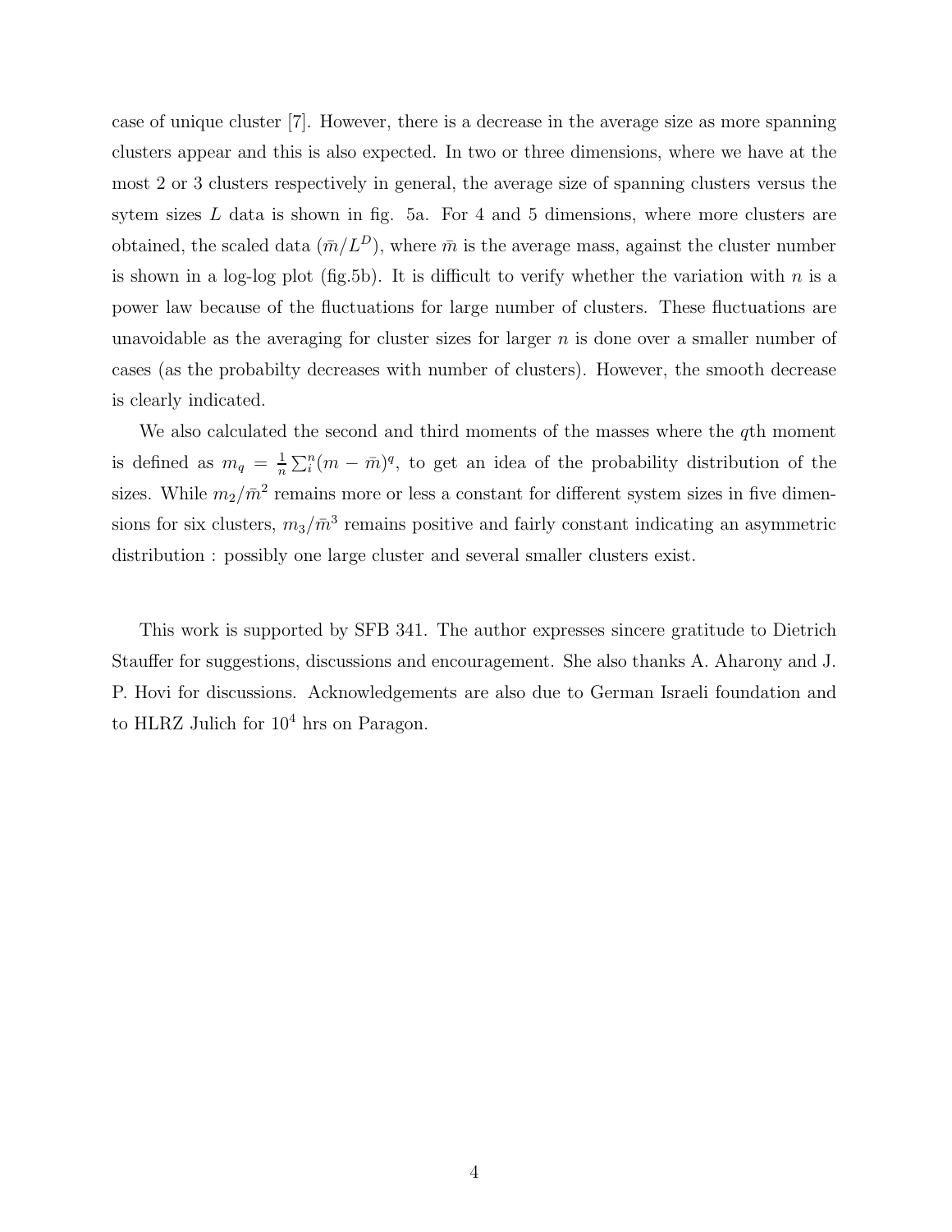case of unique cluster [7]. However, there is a decrease in the average size as more spanning clusters appear and this is also expected. In two or three dimensions, where we have at the most 2 or 3 clusters respectively in general, the average size of spanning clusters versus the sytem sizes $L$ data is shown in fig. 5a. For 4 and 5 dimensions, where more clusters are obtained, the scaled data ($\bar{m}/L^D$), where $\bar{m}$ is the average mass, against the cluster number is shown in a log-log plot (fig.5b). It is difficult to verify whether the variation with $n$ is a power law because of the fluctuations for large number of clusters. These fluctuations are unavoidable as the averaging for cluster sizes for larger $n$ is done over a smaller number of cases (as the probabilty decreases with number of clusters). However, the smooth decrease is clearly indicated.

We also calculated the second and third moments of the masses where the $q$th moment is defined as $m_q = \frac{1}{n}\sum_i^n (m - \bar{m})^q$, to get an idea of the probability distribution of the sizes. While $m_2/\bar{m}^2$ remains more or less a constant for different system sizes in five dimensions for six clusters, $m_3/\bar{m}^3$ remains positive and fairly constant indicating an asymmetric distribution : possibly one large cluster and several smaller clusters exist.

This work is supported by SFB 341. The author expresses sincere gratitude to Dietrich Stauffer for suggestions, discussions and encouragement. She also thanks A. Aharony and J. P. Hovi for discussions. Acknowledgements are also due to German Israeli foundation and to HLRZ Julich for $10^4$ hrs on Paragon.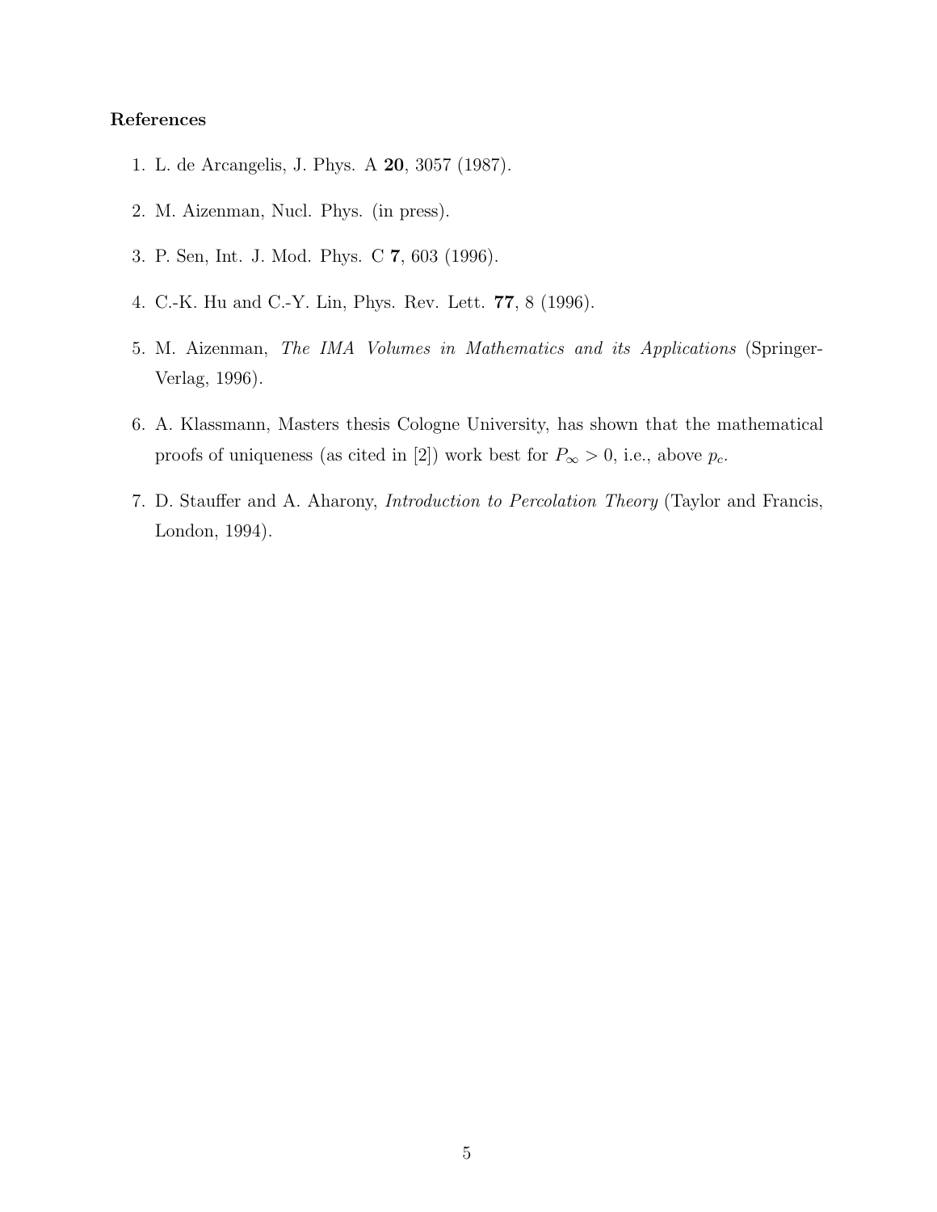### References

1. L. de Arcangelis, J. Phys. A **20**, 3057 (1987).
2. M. Aizenman, Nucl. Phys. (in press).
3. P. Sen, Int. J. Mod. Phys. C **7**, 603 (1996).
4. C.-K. Hu and C.-Y. Lin, Phys. Rev. Lett. **77**, 8 (1996).
5. M. Aizenman, *The IMA Volumes in Mathematics and its Applications* (Springer-Verlag, 1996).
6. A. Klassmann, Masters thesis Cologne University, has shown that the mathematical proofs of uniqueness (as cited in [2]) work best for $P_\infty > 0$, i.e., above $p_c$.
7. D. Stauffer and A. Aharony, *Introduction to Percolation Theory* (Taylor and Francis, London, 1994).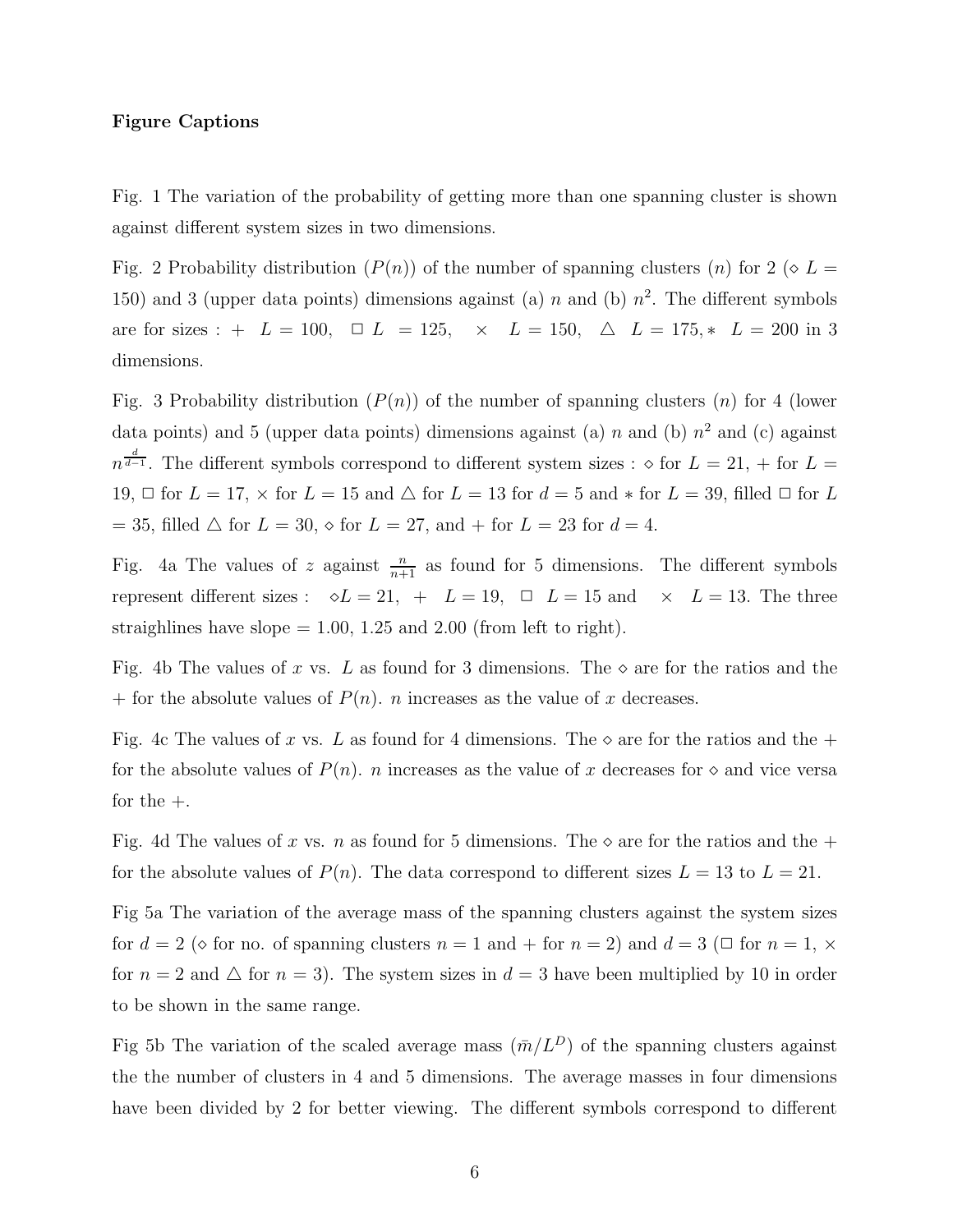**Figure Captions**

Fig. 1 The variation of the probability of getting more than one spanning cluster is shown against different system sizes in two dimensions.

Fig. 2 Probability distribution ($P(n)$) of the number of spanning clusters ($n$) for 2 ($\diamond$ $L$ = 150) and 3 (upper data points) dimensions against (a) $n$ and (b) $n^2$. The different symbols are for sizes : $+$ $L = 100$, $\square$ $L = 125$, $\times$ $L = 150$, $\triangle$ $L = 175$, $*$ $L = 200$ in 3 dimensions.

Fig. 3 Probability distribution ($P(n)$) of the number of spanning clusters ($n$) for 4 (lower data points) and 5 (upper data points) dimensions against (a) $n$ and (b) $n^2$ and (c) against $n^{\frac{d}{d-1}}$. The different symbols correspond to different system sizes : $\diamond$ for $L = 21$, $+$ for $L = 19$, $\square$ for $L = 17$, $\times$ for $L = 15$ and $\triangle$ for $L = 13$ for $d = 5$ and $*$ for $L = 39$, filled $\square$ for $L = 35$, filled $\triangle$ for $L = 30$, $\diamond$ for $L = 27$, and $+$ for $L = 23$ for $d = 4$.

Fig. 4a The values of $z$ against $\frac{n}{n+1}$ as found for 5 dimensions. The different symbols represent different sizes : $\diamond L = 21$, $+$ $L = 19$, $\square$ $L = 15$ and $\times$ $L = 13$. The three straighlines have slope = 1.00, 1.25 and 2.00 (from left to right).

Fig. 4b The values of $x$ vs. $L$ as found for 3 dimensions. The $\diamond$ are for the ratios and the $+$ for the absolute values of $P(n)$. $n$ increases as the value of $x$ decreases.

Fig. 4c The values of $x$ vs. $L$ as found for 4 dimensions. The $\diamond$ are for the ratios and the $+$ for the absolute values of $P(n)$. $n$ increases as the value of $x$ decreases for $\diamond$ and vice versa for the $+$.

Fig. 4d The values of $x$ vs. $n$ as found for 5 dimensions. The $\diamond$ are for the ratios and the $+$ for the absolute values of $P(n)$. The data correspond to different sizes $L = 13$ to $L = 21$.

Fig 5a The variation of the average mass of the spanning clusters against the system sizes for $d = 2$ ($\diamond$ for no. of spanning clusters $n = 1$ and $+$ for $n = 2$) and $d = 3$ ($\square$ for $n = 1$, $\times$ for $n = 2$ and $\triangle$ for $n = 3$). The system sizes in $d = 3$ have been multiplied by 10 in order to be shown in the same range.

Fig 5b The variation of the scaled average mass ($\bar{m}/L^D$) of the spanning clusters against the the number of clusters in 4 and 5 dimensions. The average masses in four dimensions have been divided by 2 for better viewing. The different symbols correspond to different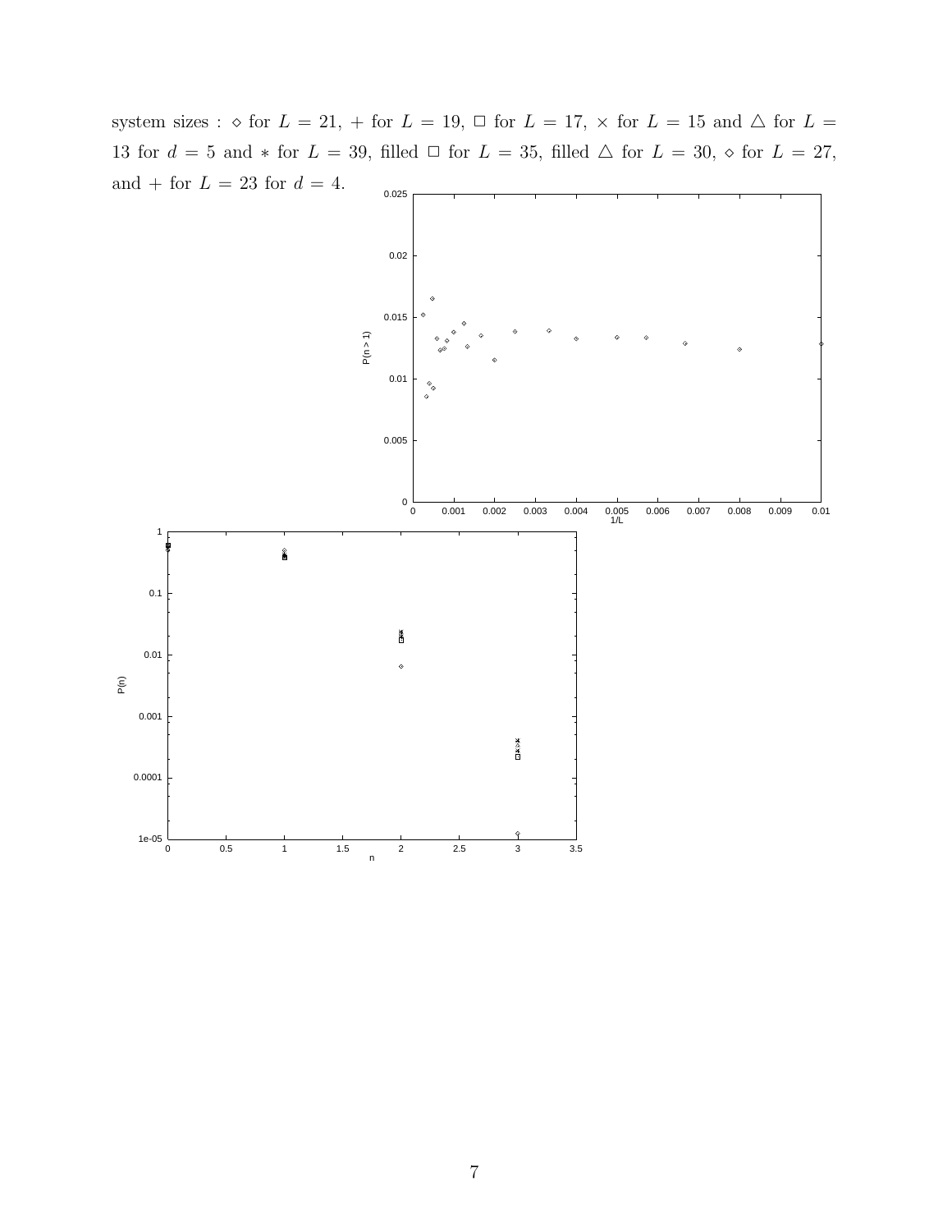system sizes : $\diamond$ for $L = 21$, $+$ for $L = 19$, $\square$ for $L = 17$, $\times$ for $L = 15$ and $\triangle$ for $L = 13$ for $d = 5$ and $*$ for $L = 39$, filled $\square$ for $L = 35$, filled $\triangle$ for $L = 30$, $\diamond$ for $L = 27$, and $+$ for $L = 23$ for $d = 4$.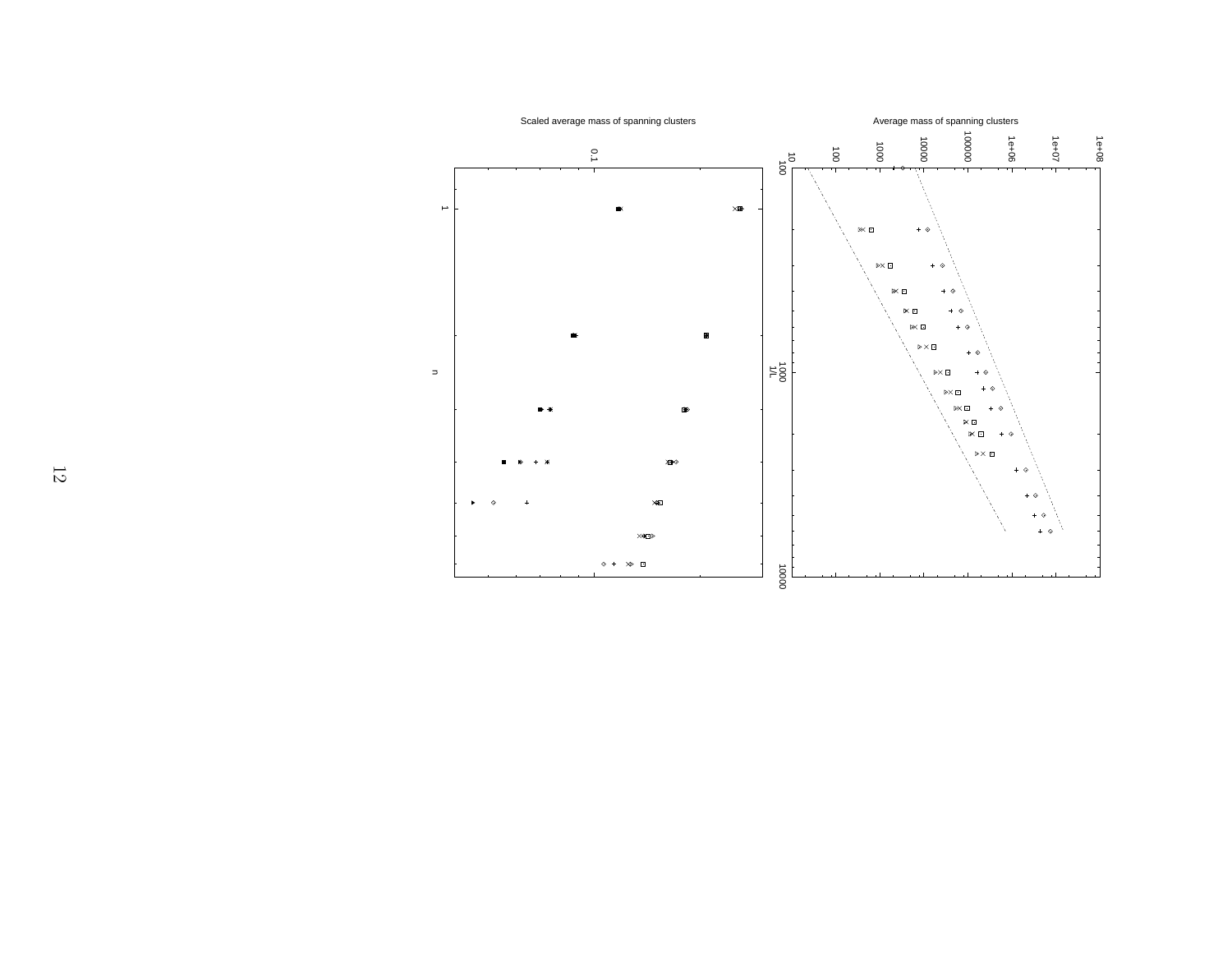Average mass of spanning clusters

1e+08

1e+07

1e+06

100000

10000

1000

100

10

100

1000

1/L

10000

Scaled average mass of spanning clusters

0.1

1

n